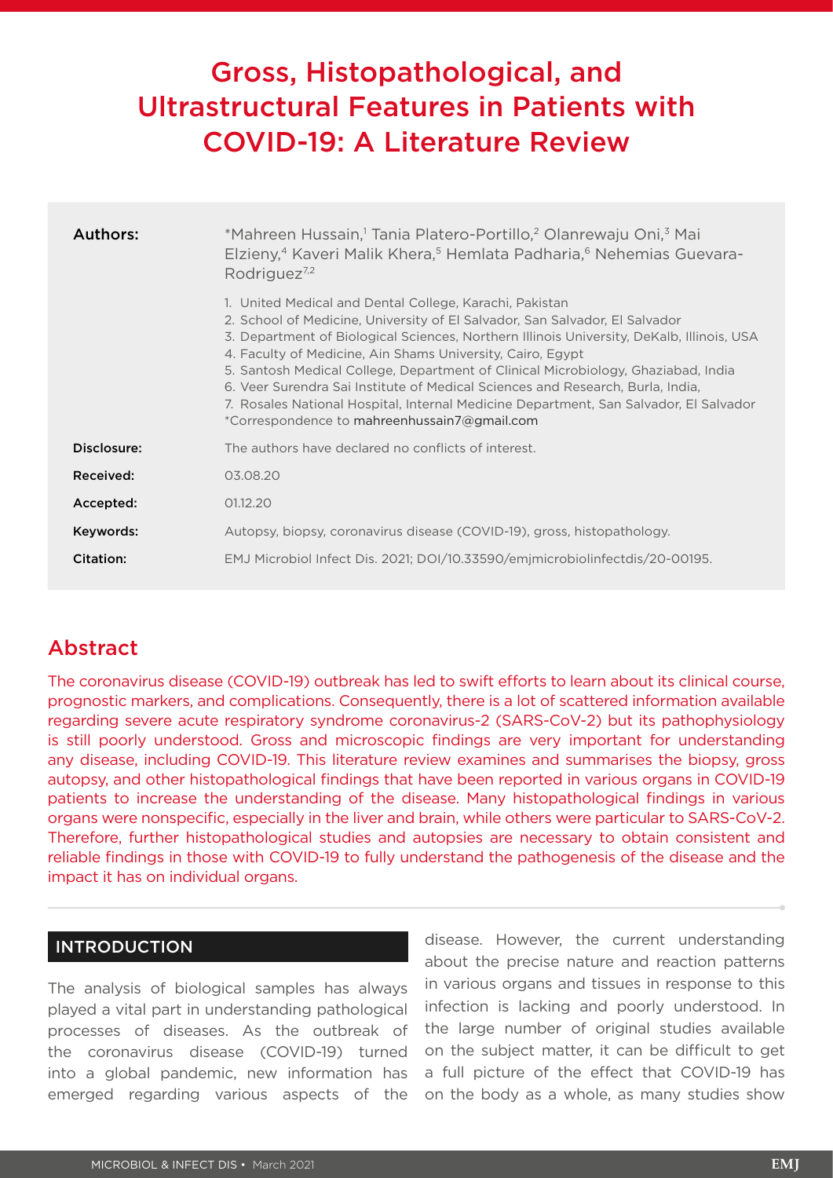# Gross, Histopathological, and Ultrastructural Features in Patients with COVID-19: A Literature Review

| | |
|---|---|
| **Authors:** | *Mahreen Hussain,[1] Tania Platero-Portillo,[2] Olanrewaju Oni,[3] Mai Elzieny,[4] Kaveri Malik Khera,[5] Hemlata Padharia,[6] Nehemias Guevara-Rodriguez[7,2]<br><br>1. United Medical and Dental College, Karachi, Pakistan<br>2. School of Medicine, University of El Salvador, San Salvador, El Salvador<br>3. Department of Biological Sciences, Northern Illinois University, DeKalb, Illinois, USA<br>4. Faculty of Medicine, Ain Shams University, Cairo, Egypt<br>5. Santosh Medical College, Department of Clinical Microbiology, Ghaziabad, India<br>6. Veer Surendra Sai Institute of Medical Sciences and Research, Burla, India,<br>7. Rosales National Hospital, Internal Medicine Department, San Salvador, El Salvador<br>*Correspondence to mahreenhussain7@gmail.com |
| **Disclosure:** | The authors have declared no conflicts of interest. |
| **Received:** | 03.08.20 |
| **Accepted:** | 01.12.20 |
| **Keywords:** | Autopsy, biopsy, coronavirus disease (COVID-19), gross, histopathology. |
| **Citation:** | EMJ Microbiol Infect Dis. 2021; DOI/10.33590/emjmicrobiolinfectdis/20-00195. |

## Abstract

The coronavirus disease (COVID-19) outbreak has led to swift efforts to learn about its clinical course, prognostic markers, and complications. Consequently, there is a lot of scattered information available regarding severe acute respiratory syndrome coronavirus-2 (SARS-CoV-2) but its pathophysiology is still poorly understood. Gross and microscopic findings are very important for understanding any disease, including COVID-19. This literature review examines and summarises the biopsy, gross autopsy, and other histopathological findings that have been reported in various organs in COVID-19 patients to increase the understanding of the disease. Many histopathological findings in various organs were nonspecific, especially in the liver and brain, while others were particular to SARS-CoV-2. Therefore, further histopathological studies and autopsies are necessary to obtain consistent and reliable findings in those with COVID-19 to fully understand the pathogenesis of the disease and the impact it has on individual organs.

## INTRODUCTION

The analysis of biological samples has always played a vital part in understanding pathological processes of diseases. As the outbreak of the coronavirus disease (COVID-19) turned into a global pandemic, new information has emerged regarding various aspects of the disease. However, the current understanding about the precise nature and reaction patterns in various organs and tissues in response to this infection is lacking and poorly understood. In the large number of original studies available on the subject matter, it can be difficult to get a full picture of the effect that COVID-19 has on the body as a whole, as many studies show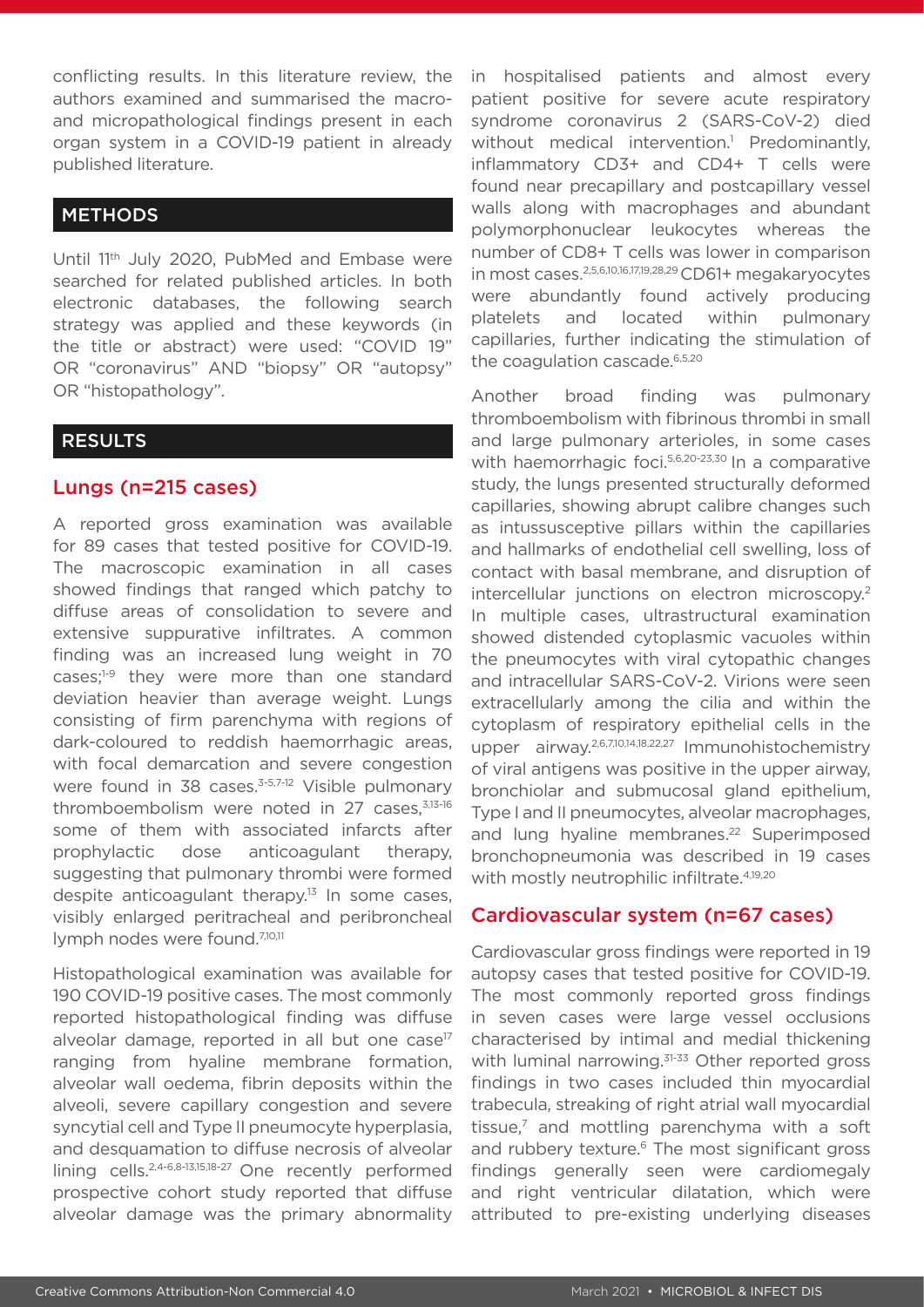conflicting results. In this literature review, the authors examined and summarised the macro- and micropathological findings present in each organ system in a COVID-19 patient in already published literature.

## METHODS

Until 11th July 2020, PubMed and Embase were searched for related published articles. In both electronic databases, the following search strategy was applied and these keywords (in the title or abstract) were used: "COVID 19" OR "coronavirus" AND "biopsy" OR "autopsy" OR "histopathology".

## RESULTS

### Lungs (n=215 cases)

A reported gross examination was available for 89 cases that tested positive for COVID-19. The macroscopic examination in all cases showed findings that ranged which patchy to diffuse areas of consolidation to severe and extensive suppurative infiltrates. A common finding was an increased lung weight in 70 cases;[1-9] they were more than one standard deviation heavier than average weight. Lungs consisting of firm parenchyma with regions of dark-coloured to reddish haemorrhagic areas, with focal demarcation and severe congestion were found in 38 cases.[3-5,7-12] Visible pulmonary thromboembolism were noted in 27 cases,[3,13-16] some of them with associated infarcts after prophylactic dose anticoagulant therapy, suggesting that pulmonary thrombi were formed despite anticoagulant therapy.[13] In some cases, visibly enlarged peritracheal and peribroncheal lymph nodes were found.[7,10,11]

Histopathological examination was available for 190 COVID-19 positive cases. The most commonly reported histopathological finding was diffuse alveolar damage, reported in all but one case[17] ranging from hyaline membrane formation, alveolar wall oedema, fibrin deposits within the alveoli, severe capillary congestion and severe syncytial cell and Type II pneumocyte hyperplasia, and desquamation to diffuse necrosis of alveolar lining cells.[2,4-6,8-13,15,18-27] One recently performed prospective cohort study reported that diffuse alveolar damage was the primary abnormality in hospitalised patients and almost every patient positive for severe acute respiratory syndrome coronavirus 2 (SARS-CoV-2) died without medical intervention.[1] Predominantly, inflammatory CD3+ and CD4+ T cells were found near precapillary and postcapillary vessel walls along with macrophages and abundant polymorphonuclear leukocytes whereas the number of CD8+ T cells was lower in comparison in most cases.[2,5,6,10,16,17,19,28,29] CD61+ megakaryocytes were abundantly found actively producing platelets and located within pulmonary capillaries, further indicating the stimulation of the coagulation cascade.[6,5,20]

Another broad finding was pulmonary thromboembolism with fibrinous thrombi in small and large pulmonary arterioles, in some cases with haemorrhagic foci.[5,6,20-23,30] In a comparative study, the lungs presented structurally deformed capillaries, showing abrupt calibre changes such as intussusceptive pillars within the capillaries and hallmarks of endothelial cell swelling, loss of contact with basal membrane, and disruption of intercellular junctions on electron microscopy.[2] In multiple cases, ultrastructural examination showed distended cytoplasmic vacuoles within the pneumocytes with viral cytopathic changes and intracellular SARS-CoV-2. Virions were seen extracellularly among the cilia and within the cytoplasm of respiratory epithelial cells in the upper airway.[2,6,7,10,14,18,22,27] Immunohistochemistry of viral antigens was positive in the upper airway, bronchiolar and submucosal gland epithelium, Type I and II pneumocytes, alveolar macrophages, and lung hyaline membranes.[22] Superimposed bronchopneumonia was described in 19 cases with mostly neutrophilic infiltrate.[4,19,20]

### Cardiovascular system (n=67 cases)

Cardiovascular gross findings were reported in 19 autopsy cases that tested positive for COVID-19. The most commonly reported gross findings in seven cases were large vessel occlusions characterised by intimal and medial thickening with luminal narrowing.[31-33] Other reported gross findings in two cases included thin myocardial trabecula, streaking of right atrial wall myocardial tissue,[7] and mottling parenchyma with a soft and rubbery texture.[6] The most significant gross findings generally seen were cardiomegaly and right ventricular dilatation, which were attributed to pre-existing underlying diseases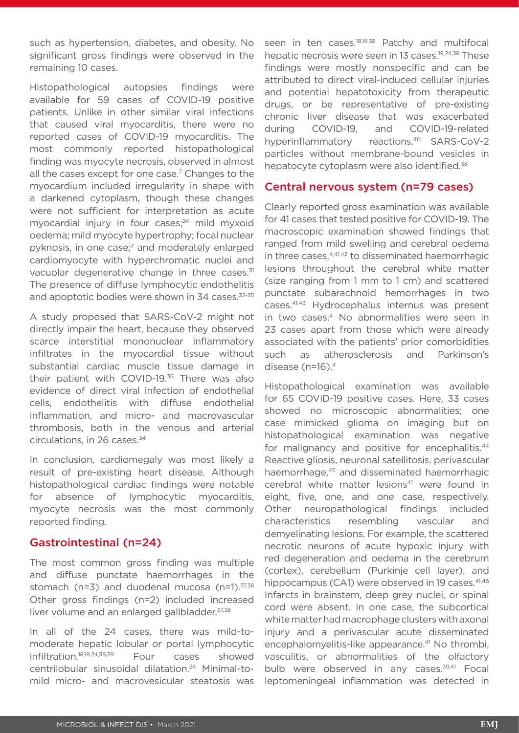such as hypertension, diabetes, and obesity. No significant gross findings were observed in the remaining 10 cases.

Histopathological autopsies findings were available for 59 cases of COVID-19 positive patients. Unlike in other similar viral infections that caused viral myocarditis, there were no reported cases of COVID-19 myocarditis. The most commonly reported histopathological finding was myocyte necrosis, observed in almost all the cases except for one case.[7] Changes to the myocardium included irregularity in shape with a darkened cytoplasm, though these changes were not sufficient for interpretation as acute myocardial injury in four cases;[24] mild myxoid oedema; mild myocyte hypertrophy; focal nuclear pyknosis, in one case;[7] and moderately enlarged cardiomyocyte with hyperchromatic nuclei and vacuolar degenerative change in three cases.[31] The presence of diffuse lymphocytic endothelitis and apoptotic bodies were shown in 34 cases.[32-35]

A study proposed that SARS-CoV-2 might not directly impair the heart, because they observed scarce interstitial mononuclear inflammatory infiltrates in the myocardial tissue without substantial cardiac muscle tissue damage in their patient with COVID-19.[36] There was also evidence of direct viral infection of endothelial cells, endothelitis with diffuse endothelial inflammation, and micro- and macrovascular thrombosis, both in the venous and arterial circulations, in 26 cases.[34]

In conclusion, cardiomegaly was most likely a result of pre-existing heart disease. Although histopathological cardiac findings were notable for absence of lymphocytic myocarditis, myocyte necrosis was the most commonly reported finding.

## Gastrointestinal (n=24)

The most common gross finding was multiple and diffuse punctate haemorrhages in the stomach (n=3) and duodenal mucosa (n=1).[37,38] Other gross findings (n=2) included increased liver volume and an enlarged gallbladder.[37,38]

In all of the 24 cases, there was mild-to-moderate hepatic lobular or portal lymphocytic infiltration.[18,19,24,38,39] Four cases showed centrilobular sinusoidal dilatation.[24] Minimal-to-mild micro- and macrovesicular steatosis was seen in ten cases.[18,19,38] Patchy and multifocal hepatic necrosis were seen in 13 cases.[19,24,38] These findings were mostly nonspecific and can be attributed to direct viral-induced cellular injuries and potential hepatotoxicity from therapeutic drugs, or be representative of pre-existing chronic liver disease that was exacerbated during COVID-19, and COVID-19-related hyperinflammatory reactions.[40] SARS-CoV-2 particles without membrane-bound vesicles in hepatocyte cytoplasm were also identified.[38]

## Central nervous system (n=79 cases)

Clearly reported gross examination was available for 41 cases that tested positive for COVID-19. The macroscopic examination showed findings that ranged from mild swelling and cerebral oedema in three cases,[4,41,42] to disseminated haemorrhagic lesions throughout the cerebral white matter (size ranging from 1 mm to 1 cm) and scattered punctate subarachnoid hemorrhages in two cases.[41,43] Hydrocephalus internus was present in two cases.[4] No abnormalities were seen in 23 cases apart from those which were already associated with the patients' prior comorbidities such as atherosclerosis and Parkinson's disease (n=16).[4]

Histopathological examination was available for 65 COVID-19 positive cases. Here, 33 cases showed no microscopic abnormalities; one case mimicked glioma on imaging but on histopathological examination was negative for malignancy and positive for encephalitis.[44] Reactive gliosis, neuronal satellitosis, perivascular haemorrhage,[45] and disseminated haemorrhagic cerebral white matter lesions[41] were found in eight, five, one, and one case, respectively. Other neuropathological findings included characteristics resembling vascular and demyelinating lesions. For example, the scattered necrotic neurons of acute hypoxic injury with red degeneration and oedema in the cerebrum (cortex), cerebellum (Purkinje cell layer), and hippocampus (CA1) were observed in 19 cases.[41,46] Infarcts in brainstem, deep grey nuclei, or spinal cord were absent. In one case, the subcortical white matter had macrophage clusters with axonal injury and a perivascular acute disseminated encephalomyelitis-like appearance.[41] No thrombi, vasculitis, or abnormalities of the olfactory bulb were observed in any cases.[39,41] Focal leptomeningeal inflammation was detected in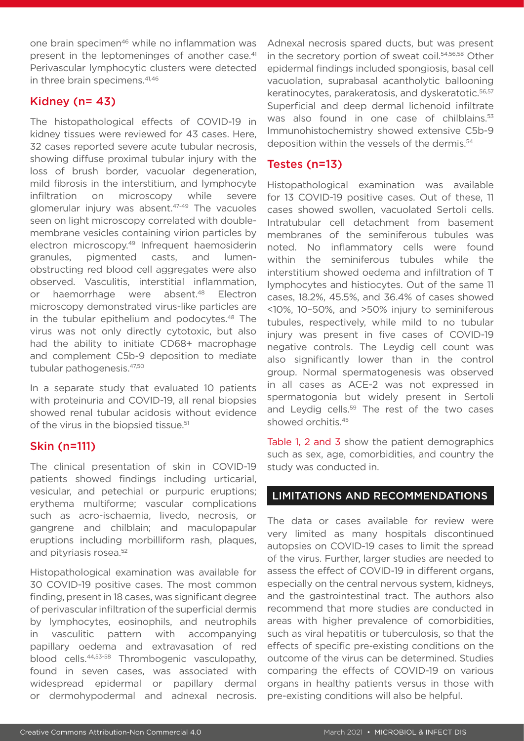one brain specimen[46] while no inflammation was present in the leptomeninges of another case.[41] Perivascular lymphocytic clusters were detected in three brain specimens.[41,46]

## Kidney (n= 43)

The histopathological effects of COVID-19 in kidney tissues were reviewed for 43 cases. Here, 32 cases reported severe acute tubular necrosis, showing diffuse proximal tubular injury with the loss of brush border, vacuolar degeneration, mild fibrosis in the interstitium, and lymphocyte infiltration on microscopy while severe glomerular injury was absent.[47-49] The vacuoles seen on light microscopy correlated with double-membrane vesicles containing virion particles by electron microscopy.[49] Infrequent haemosiderin granules, pigmented casts, and lumen-obstructing red blood cell aggregates were also observed. Vasculitis, interstitial inflammation, or haemorrhage were absent.[48] Electron microscopy demonstrated virus-like particles are in the tubular epithelium and podocytes.[48] The virus was not only directly cytotoxic, but also had the ability to initiate CD68+ macrophage and complement C5b-9 deposition to mediate tubular pathogenesis.[47,50]

In a separate study that evaluated 10 patients with proteinuria and COVID-19, all renal biopsies showed renal tubular acidosis without evidence of the virus in the biopsied tissue.[51]

## Skin (n=111)

The clinical presentation of skin in COVID-19 patients showed findings including urticarial, vesicular, and petechial or purpuric eruptions; erythema multiforme; vascular complications such as acro-ischaemia, livedo, necrosis, or gangrene and chilblain; and maculopapular eruptions including morbilliform rash, plaques, and pityriasis rosea.[52]

Histopathological examination was available for 30 COVID-19 positive cases. The most common finding, present in 18 cases, was significant degree of perivascular infiltration of the superficial dermis by lymphocytes, eosinophils, and neutrophils in vasculitic pattern with accompanying papillary oedema and extravasation of red blood cells.[44,53-58] Thrombogenic vasculopathy, found in seven cases, was associated with widespread epidermal or papillary dermal or dermohypodermal and adnexal necrosis. Adnexal necrosis spared ducts, but was present in the secretory portion of sweat coil.[54,56,58] Other epidermal findings included spongiosis, basal cell vacuolation, suprabasal acantholytic ballooning keratinocytes, parakeratosis, and dyskeratotic.[56,57] Superficial and deep dermal lichenoid infiltrate was also found in one case of chilblains.[53] Immunohistochemistry showed extensive C5b-9 deposition within the vessels of the dermis.[54]

## Testes (n=13)

Histopathological examination was available for 13 COVID-19 positive cases. Out of these, 11 cases showed swollen, vacuolated Sertoli cells. Intratubular cell detachment from basement membranes of the seminiferous tubules was noted. No inflammatory cells were found within the seminiferous tubules while the interstitium showed oedema and infiltration of T lymphocytes and histiocytes. Out of the same 11 cases, 18.2%, 45.5%, and 36.4% of cases showed <10%, 10–50%, and >50% injury to seminiferous tubules, respectively, while mild to no tubular injury was present in five cases of COVID-19 negative controls. The Leydig cell count was also significantly lower than in the control group. Normal spermatogenesis was observed in all cases as ACE-2 was not expressed in spermatogonia but widely present in Sertoli and Leydig cells.[59] The rest of the two cases showed orchitis.[45]

Table 1, 2 and 3 show the patient demographics such as sex, age, comorbidities, and country the study was conducted in.

## LIMITATIONS AND RECOMMENDATIONS

The data or cases available for review were very limited as many hospitals discontinued autopsies on COVID-19 cases to limit the spread of the virus. Further, larger studies are needed to assess the effect of COVID-19 in different organs, especially on the central nervous system, kidneys, and the gastrointestinal tract. The authors also recommend that more studies are conducted in areas with higher prevalence of comorbidities, such as viral hepatitis or tuberculosis, so that the effects of specific pre-existing conditions on the outcome of the virus can be determined. Studies comparing the effects of COVID-19 on various organs in healthy patients versus in those with pre-existing conditions will also be helpful.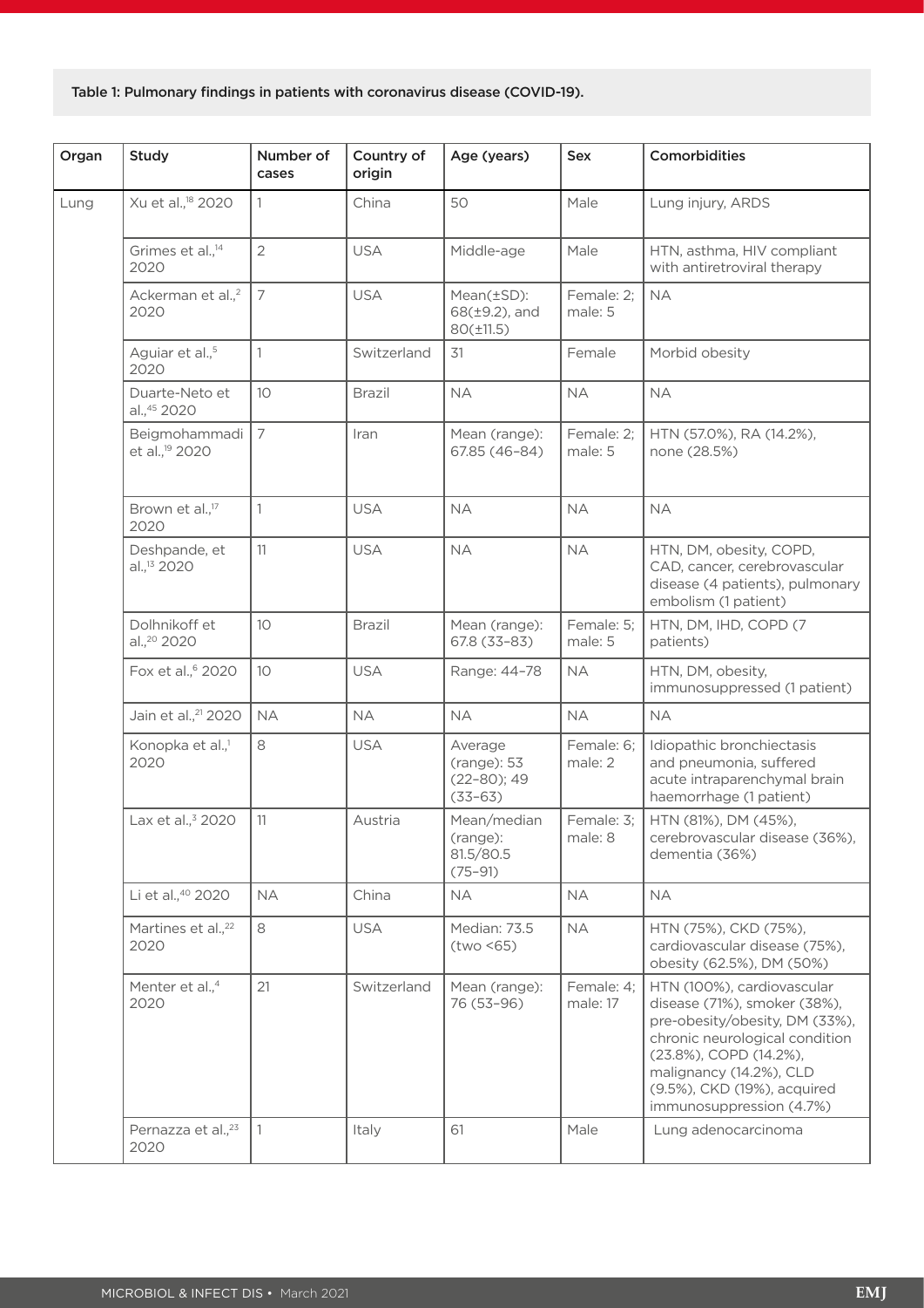Table 1: Pulmonary findings in patients with coronavirus disease (COVID-19).

| Organ | Study | Number of cases | Country of origin | Age (years) | Sex | Comorbidities |
|---|---|---|---|---|---|---|
| Lung | Xu et al.,[18] 2020 | 1 | China | 50 | Male | Lung injury, ARDS |
| | Grimes et al.,[14] 2020 | 2 | USA | Middle-age | Male | HTN, asthma, HIV compliant with antiretroviral therapy |
| | Ackerman et al.,[2] 2020 | 7 | USA | Mean(±SD): 68(±9.2), and 80(±11.5) | Female: 2; male: 5 | NA |
| | Aguiar et al.,[5] 2020 | 1 | Switzerland | 31 | Female | Morbid obesity |
| | Duarte-Neto et al.,[45] 2020 | 10 | Brazil | NA | NA | NA |
| | Beigmohammadi et al.,[19] 2020 | 7 | Iran | Mean (range): 67.85 (46–84) | Female: 2; male: 5 | HTN (57.0%), RA (14.2%), none (28.5%) |
| | Brown et al.,[17] 2020 | 1 | USA | NA | NA | NA |
| | Deshpande, et al.,[13] 2020 | 11 | USA | NA | NA | HTN, DM, obesity, COPD, CAD, cancer, cerebrovascular disease (4 patients), pulmonary embolism (1 patient) |
| | Dolhnikoff et al.,[20] 2020 | 10 | Brazil | Mean (range): 67.8 (33–83) | Female: 5; male: 5 | HTN, DM, IHD, COPD (7 patients) |
| | Fox et al.,[6] 2020 | 10 | USA | Range: 44–78 | NA | HTN, DM, obesity, immunosuppressed (1 patient) |
| | Jain et al.,[21] 2020 | NA | NA | NA | NA | NA |
| | Konopka et al.,[1] 2020 | 8 | USA | Average (range): 53 (22–80); 49 (33–63) | Female: 6; male: 2 | Idiopathic bronchiectasis and pneumonia, suffered acute intraparenchymal brain haemorrhage (1 patient) |
| | Lax et al.,[3] 2020 | 11 | Austria | Mean/median (range): 81.5/80.5 (75–91) | Female: 3; male: 8 | HTN (81%), DM (45%), cerebrovascular disease (36%), dementia (36%) |
| | Li et al.,[40] 2020 | NA | China | NA | NA | NA |
| | Martines et al.,[22] 2020 | 8 | USA | Median: 73.5 (two <65) | NA | HTN (75%), CKD (75%), cardiovascular disease (75%), obesity (62.5%), DM (50%) |
| | Menter et al.,[4] 2020 | 21 | Switzerland | Mean (range): 76 (53–96) | Female: 4; male: 17 | HTN (100%), cardiovascular disease (71%), smoker (38%), pre-obesity/obesity, DM (33%), chronic neurological condition (23.8%), COPD (14.2%), malignancy (14.2%), CLD (9.5%), CKD (19%), acquired immunosuppression (4.7%) |
| | Pernazza et al.,[23] 2020 | 1 | Italy | 61 | Male | Lung adenocarcinoma |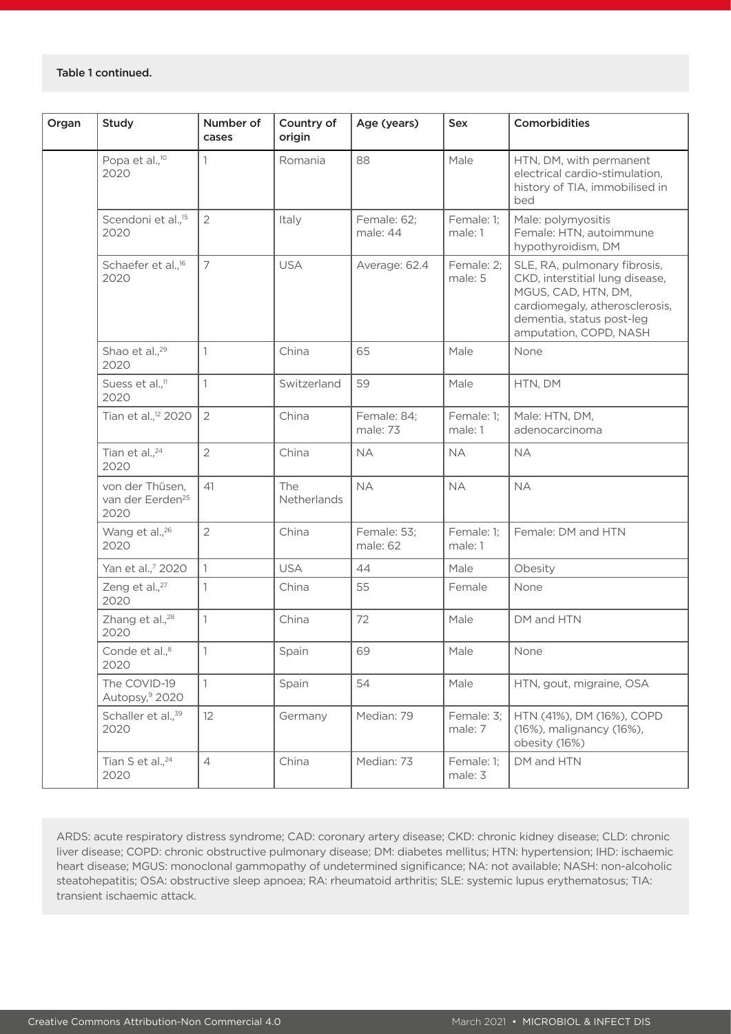**Table 1 continued.**

| Organ | Study | Number of cases | Country of origin | Age (years) | Sex | Comorbidities |
|---|---|---|---|---|---|---|
| | Popa et al.,[10] 2020 | 1 | Romania | 88 | Male | HTN, DM, with permanent electrical cardio-stimulation, history of TIA, immobilised in bed |
| | Scendoni et al.,[15] 2020 | 2 | Italy | Female: 62; male: 44 | Female: 1; male: 1 | Male: polymyositis Female: HTN, autoimmune hypothyroidism, DM |
| | Schaefer et al.,[16] 2020 | 7 | USA | Average: 62.4 | Female: 2; male: 5 | SLE, RA, pulmonary fibrosis, CKD, interstitial lung disease, MGUS, CAD, HTN, DM, cardiomegaly, atherosclerosis, dementia, status post-leg amputation, COPD, NASH |
| | Shao et al.,[29] 2020 | 1 | China | 65 | Male | None |
| | Suess et al.,[11] 2020 | 1 | Switzerland | 59 | Male | HTN, DM |
| | Tian et al.,[12] 2020 | 2 | China | Female: 84; male: 73 | Female: 1; male: 1 | Male: HTN, DM, adenocarcinoma |
| | Tian et al.,[24] 2020 | 2 | China | NA | NA | NA |
| | von der Thüsen, van der Eerden[25] 2020 | 41 | The Netherlands | NA | NA | NA |
| | Wang et al.,[26] 2020 | 2 | China | Female: 53; male: 62 | Female: 1; male: 1 | Female: DM and HTN |
| | Yan et al.,[7] 2020 | 1 | USA | 44 | Male | Obesity |
| | Zeng et al.,[27] 2020 | 1 | China | 55 | Female | None |
| | Zhang et al.,[28] 2020 | 1 | China | 72 | Male | DM and HTN |
| | Conde et al.,[8] 2020 | 1 | Spain | 69 | Male | None |
| | The COVID-19 Autopsy,[9] 2020 | 1 | Spain | 54 | Male | HTN, gout, migraine, OSA |
| | Schaller et al.,[39] 2020 | 12 | Germany | Median: 79 | Female: 3; male: 7 | HTN (41%), DM (16%), COPD (16%), malignancy (16%), obesity (16%) |
| | Tian S et al.,[24] 2020 | 4 | China | Median: 73 | Female: 1; male: 3 | DM and HTN |

ARDS: acute respiratory distress syndrome; CAD: coronary artery disease; CKD: chronic kidney disease; CLD: chronic liver disease; COPD: chronic obstructive pulmonary disease; DM: diabetes mellitus; HTN: hypertension; IHD: ischaemic heart disease; MGUS: monoclonal gammopathy of undetermined significance; NA: not available; NASH: non-alcoholic steatohepatitis; OSA: obstructive sleep apnoea; RA: rheumatoid arthritis; SLE: systemic lupus erythematosus; TIA: transient ischaemic attack.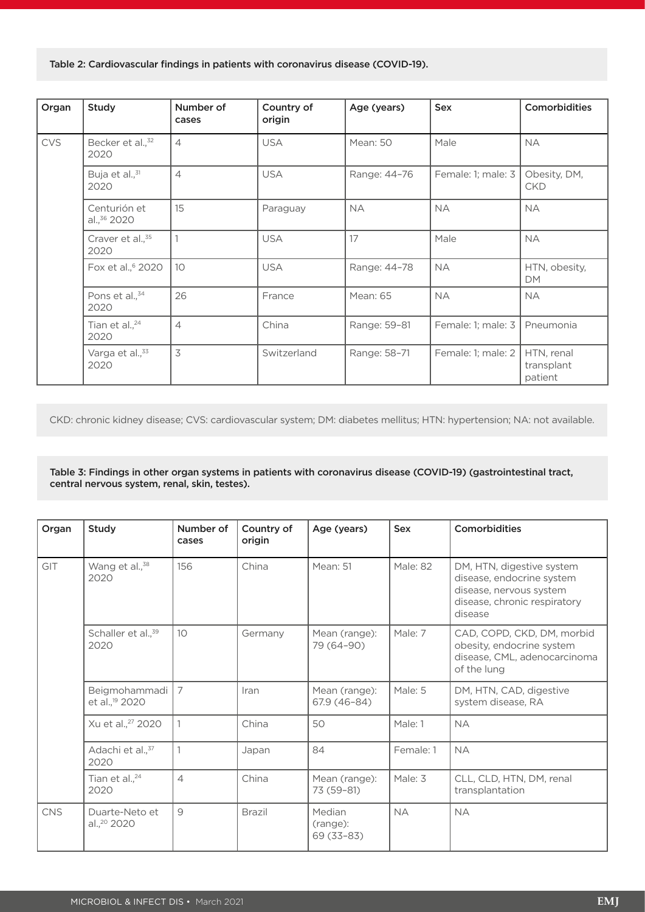Table 2: Cardiovascular findings in patients with coronavirus disease (COVID-19).

| Organ | Study | Number of cases | Country of origin | Age (years) | Sex | Comorbidities |
|---|---|---|---|---|---|---|
| CVS | Becker et al.,[32] 2020 | 4 | USA | Mean: 50 | Male | NA |
| | Buja et al.,[31] 2020 | 4 | USA | Range: 44–76 | Female: 1; male: 3 | Obesity, DM, CKD |
| | Centurión et al.,[36] 2020 | 15 | Paraguay | NA | NA | NA |
| | Craver et al.,[35] 2020 | 1 | USA | 17 | Male | NA |
| | Fox et al.,[6] 2020 | 10 | USA | Range: 44–78 | NA | HTN, obesity, DM |
| | Pons et al.,[34] 2020 | 26 | France | Mean: 65 | NA | NA |
| | Tian et al.,[24] 2020 | 4 | China | Range: 59–81 | Female: 1; male: 3 | Pneumonia |
| | Varga et al.,[33] 2020 | 3 | Switzerland | Range: 58–71 | Female: 1; male: 2 | HTN, renal transplant patient |

CKD: chronic kidney disease; CVS: cardiovascular system; DM: diabetes mellitus; HTN: hypertension; NA: not available.

Table 3: Findings in other organ systems in patients with coronavirus disease (COVID-19) (gastrointestinal tract, central nervous system, renal, skin, testes).

| Organ | Study | Number of cases | Country of origin | Age (years) | Sex | Comorbidities |
|---|---|---|---|---|---|---|
| GIT | Wang et al.,[38] 2020 | 156 | China | Mean: 51 | Male: 82 | DM, HTN, digestive system disease, endocrine system disease, nervous system disease, chronic respiratory disease |
| | Schaller et al.,[39] 2020 | 10 | Germany | Mean (range): 79 (64–90) | Male: 7 | CAD, COPD, CKD, DM, morbid obesity, endocrine system disease, CML, adenocarcinoma of the lung |
| | Beigmohammadi et al.,[19] 2020 | 7 | Iran | Mean (range): 67.9 (46–84) | Male: 5 | DM, HTN, CAD, digestive system disease, RA |
| | Xu et al.,[27] 2020 | 1 | China | 50 | Male: 1 | NA |
| | Adachi et al.,[37] 2020 | 1 | Japan | 84 | Female: 1 | NA |
| | Tian et al.,[24] 2020 | 4 | China | Mean (range): 73 (59–81) | Male: 3 | CLL, CLD, HTN, DM, renal transplantation |
| CNS | Duarte-Neto et al.,[20] 2020 | 9 | Brazil | Median (range): 69 (33–83) | NA | NA |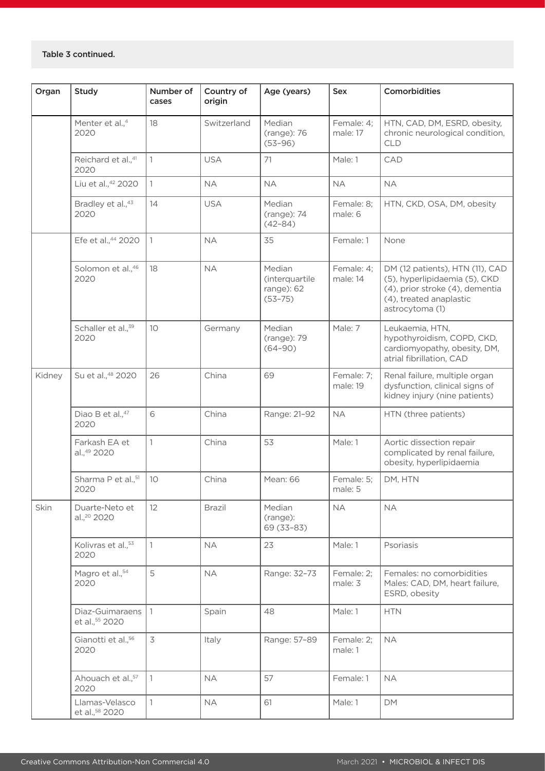Table 3 continued.

| Organ | Study | Number of cases | Country of origin | Age (years) | Sex | Comorbidities |
| --- | --- | --- | --- | --- | --- | --- |
| | Menter et al.,[4] 2020 | 18 | Switzerland | Median (range): 76 (53–96) | Female: 4; male: 17 | HTN, CAD, DM, ESRD, obesity, chronic neurological condition, CLD |
| | Reichard et al.,[41] 2020 | 1 | USA | 71 | Male: 1 | CAD |
| | Liu et al.,[42] 2020 | 1 | NA | NA | NA | NA |
| | Bradley et al.,[43] 2020 | 14 | USA | Median (range): 74 (42–84) | Female: 8; male: 6 | HTN, CKD, OSA, DM, obesity |
| | Efe et al.,[44] 2020 | 1 | NA | 35 | Female: 1 | None |
| | Solomon et al.,[46] 2020 | 18 | NA | Median (interquartile range): 62 (53–75) | Female: 4; male: 14 | DM (12 patients), HTN (11), CAD (5), hyperlipidaemia (5), CKD (4), prior stroke (4), dementia (4), treated anaplastic astrocytoma (1) |
| | Schaller et al.,[39] 2020 | 10 | Germany | Median (range): 79 (64–90) | Male: 7 | Leukaemia, HTN, hypothyroidism, COPD, CKD, cardiomyopathy, obesity, DM, atrial fibrillation, CAD |
| Kidney | Su et al.,[48] 2020 | 26 | China | 69 | Female: 7; male: 19 | Renal failure, multiple organ dysfunction, clinical signs of kidney injury (nine patients) |
| | Diao B et al.,[47] 2020 | 6 | China | Range: 21–92 | NA | HTN (three patients) |
| | Farkash EA et al.,[49] 2020 | 1 | China | 53 | Male: 1 | Aortic dissection repair complicated by renal failure, obesity, hyperlipidaemia |
| | Sharma P et al.,[51] 2020 | 10 | China | Mean: 66 | Female: 5; male: 5 | DM, HTN |
| Skin | Duarte-Neto et al.,[20] 2020 | 12 | Brazil | Median (range): 69 (33–83) | NA | NA |
| | Kolivras et al.,[53] 2020 | 1 | NA | 23 | Male: 1 | Psoriasis |
| | Magro et al.,[54] 2020 | 5 | NA | Range: 32–73 | Female: 2; male: 3 | Females: no comorbidities Males: CAD, DM, heart failure, ESRD, obesity |
| | Diaz-Guimaraens et al.,[55] 2020 | 1 | Spain | 48 | Male: 1 | HTN |
| | Gianotti et al.,[56] 2020 | 3 | Italy | Range: 57–89 | Female: 2; male: 1 | NA |
| | Ahouach et al.,[57] 2020 | 1 | NA | 57 | Female: 1 | NA |
| | Llamas-Velasco et al.,[58] 2020 | 1 | NA | 61 | Male: 1 | DM |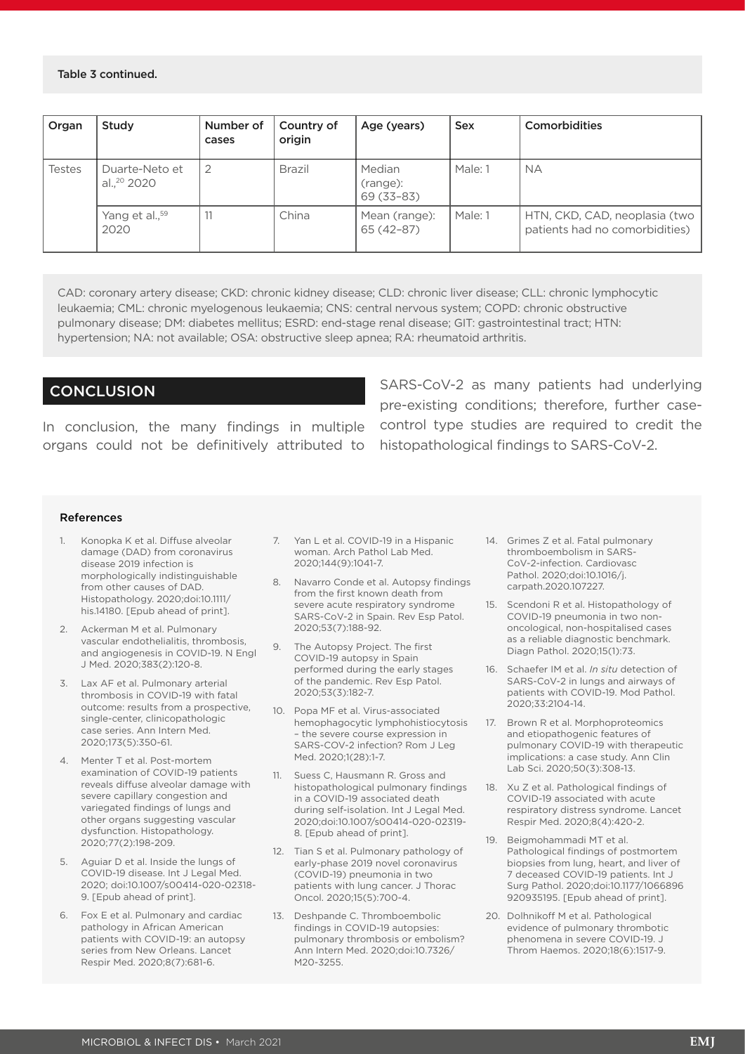Table 3 continued.

| Organ | Study | Number of cases | Country of origin | Age (years) | Sex | Comorbidities |
| --- | --- | --- | --- | --- | --- | --- |
| Testes | Duarte-Neto et al.,[20] 2020 | 2 | Brazil | Median (range): 69 (33–83) | Male: 1 | NA |
| | Yang et al.,[59] 2020 | 11 | China | Mean (range): 65 (42–87) | Male: 1 | HTN, CKD, CAD, neoplasia (two patients had no comorbidities) |

CAD: coronary artery disease; CKD: chronic kidney disease; CLD: chronic liver disease; CLL: chronic lymphocytic leukaemia; CML: chronic myelogenous leukaemia; CNS: central nervous system; COPD: chronic obstructive pulmonary disease; DM: diabetes mellitus; ESRD: end-stage renal disease; GIT: gastrointestinal tract; HTN: hypertension; NA: not available; OSA: obstructive sleep apnea; RA: rheumatoid arthritis.

## CONCLUSION

In conclusion, the many findings in multiple organs could not be definitively attributed to SARS-CoV-2 as many patients had underlying pre-existing conditions; therefore, further case-control type studies are required to credit the histopathological findings to SARS-CoV-2.

### References

1. Konopka K et al. Diffuse alveolar damage (DAD) from coronavirus disease 2019 infection is morphologically indistinguishable from other causes of DAD. Histopathology. 2020;doi:10.1111/his.14180. [Epub ahead of print].
2. Ackerman M et al. Pulmonary vascular endothelialitis, thrombosis, and angiogenesis in COVID-19. N Engl J Med. 2020;383(2):120-8.
3. Lax AF et al. Pulmonary arterial thrombosis in COVID-19 with fatal outcome: results from a prospective, single-center, clinicopathologic case series. Ann Intern Med. 2020;173(5):350-61.
4. Menter T et al. Post-mortem examination of COVID-19 patients reveals diffuse alveolar damage with severe capillary congestion and variegated findings of lungs and other organs suggesting vascular dysfunction. Histopathology. 2020;77(2):198-209.
5. Aguiar D et al. Inside the lungs of COVID-19 disease. Int J Legal Med. 2020; doi:10.1007/s00414-020-02318-9. [Epub ahead of print].
6. Fox E et al. Pulmonary and cardiac pathology in African American patients with COVID-19: an autopsy series from New Orleans. Lancet Respir Med. 2020;8(7):681-6.
7. Yan L et al. COVID-19 in a Hispanic woman. Arch Pathol Lab Med. 2020;144(9):1041-7.
8. Navarro Conde et al. Autopsy findings from the first known death from severe acute respiratory syndrome SARS-CoV-2 in Spain. Rev Esp Patol. 2020;53(7):188-92.
9. The Autopsy Project. The first COVID-19 autopsy in Spain performed during the early stages of the pandemic. Rev Esp Patol. 2020;53(3):182-7.
10. Popa MF et al. Virus-associated hemophagocytic lymphohistiocytosis – the severe course expression in SARS-COV-2 infection? Rom J Leg Med. 2020;1(28):1-7.
11. Suess C, Hausmann R. Gross and histopathological pulmonary findings in a COVID-19 associated death during self-isolation. Int J Legal Med. 2020;doi:10.1007/s00414-020-02319-8. [Epub ahead of print].
12. Tian S et al. Pulmonary pathology of early-phase 2019 novel coronavirus (COVID-19) pneumonia in two patients with lung cancer. J Thorac Oncol. 2020;15(5):700-4.
13. Deshpande C. Thromboembolic findings in COVID-19 autopsies: pulmonary thrombosis or embolism? Ann Intern Med. 2020;doi:10.7326/M20-3255.
14. Grimes Z et al. Fatal pulmonary thromboembolism in SARS-CoV-2-infection. Cardiovasc Pathol. 2020;doi:10.1016/j.carpath.2020.107227.
15. Scendoni R et al. Histopathology of COVID-19 pneumonia in two non-oncological, non-hospitalised cases as a reliable diagnostic benchmark. Diagn Pathol. 2020;15(1):73.
16. Schaefer IM et al. *In situ* detection of SARS-CoV-2 in lungs and airways of patients with COVID-19. Mod Pathol. 2020;33:2104-14.
17. Brown R et al. Morphoproteomics and etiopathogenic features of pulmonary COVID-19 with therapeutic implications: a case study. Ann Clin Lab Sci. 2020;50(3):308-13.
18. Xu Z et al. Pathological findings of COVID-19 associated with acute respiratory distress syndrome. Lancet Respir Med. 2020;8(4):420-2.
19. Beigmohammadi MT et al. Pathological findings of postmortem biopsies from lung, heart, and liver of 7 deceased COVID-19 patients. Int J Surg Pathol. 2020;doi:10.1177/1066896920935195. [Epub ahead of print].
20. Dolhnikoff M et al. Pathological evidence of pulmonary thrombotic phenomena in severe COVID-19. J Throm Haemos. 2020;18(6):1517-9.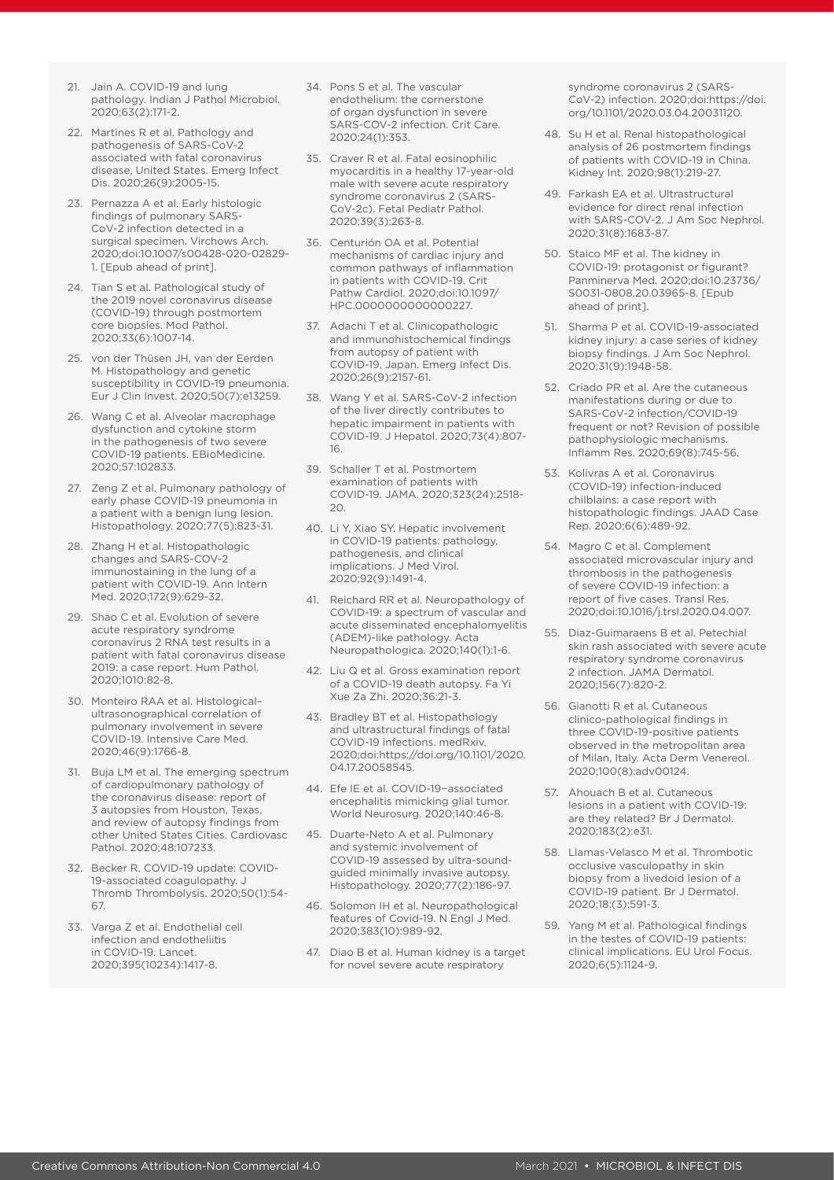21. Jain A. COVID-19 and lung pathology. Indian J Pathol Microbiol. 2020;63(2):171-2.
22. Martines R et al. Pathology and pathogenesis of SARS-CoV-2 associated with fatal coronavirus disease, United States. Emerg Infect Dis. 2020;26(9):2005-15.
23. Pernazza A et al. Early histologic findings of pulmonary SARS-CoV-2 infection detected in a surgical specimen. Virchows Arch. 2020;doi:10.1007/s00428-020-02829-1. [Epub ahead of print].
24. Tian S et al. Pathological study of the 2019 novel coronavirus disease (COVID-19) through postmortem core biopsies. Mod Pathol. 2020;33(6):1007-14.
25. von der Thüsen JH, van der Eerden M. Histopathology and genetic susceptibility in COVID-19 pneumonia. Eur J Clin Invest. 2020;50(7):e13259.
26. Wang C et al. Alveolar macrophage dysfunction and cytokine storm in the pathogenesis of two severe COVID-19 patients. EBioMedicine. 2020;57:102833.
27. Zeng Z et al. Pulmonary pathology of early phase COVID-19 pneumonia in a patient with a benign lung lesion. Histopathology. 2020;77(5):823-31.
28. Zhang H et al. Histopathologic changes and SARS-COV-2 immunostaining in the lung of a patient with COVID-19. Ann Intern Med. 2020;172(9):629-32.
29. Shao C et al. Evolution of severe acute respiratory syndrome coronavirus 2 RNA test results in a patient with fatal coronavirus disease 2019: a case report. Hum Pathol. 2020;1010:82-8.
30. Monteiro RAA et al. Histological–ultrasonographical correlation of pulmonary involvement in severe COVID-19. Intensive Care Med. 2020;46(9):1766-8.
31. Buja LM et al. The emerging spectrum of cardiopulmonary pathology of the coronavirus disease: report of 3 autopsies from Houston, Texas, and review of autopsy findings from other United States Cities. Cardiovasc Pathol. 2020;48:107233.
32. Becker R. COVID-19 update: COVID-19-associated coagulopathy. J Thromb Thrombolysis. 2020;50(1):54-67.
33. Varga Z et al. Endothelial cell infection and endotheliitis in COVID-19. Lancet. 2020;395(10234):1417-8.
34. Pons S et al. The vascular endothelium: the cornerstone of organ dysfunction in severe SARS-COV-2 infection. Crit Care. 2020;24(1):353.
35. Craver R et al. Fatal eosinophilic myocarditis in a healthy 17-year-old male with severe acute respiratory syndrome coronavirus 2 (SARS-CoV-2c). Fetal Pediatr Pathol. 2020;39(3):263-8.
36. Centurión OA et al. Potential mechanisms of cardiac injury and common pathways of inflammation in patients with COVID-19. Crit Pathw Cardiol. 2020;doi:10.1097/HPC.0000000000000227.
37. Adachi T et al. Clinicopathologic and immunohistochemical findings from autopsy of patient with COVID-19, Japan. Emerg Infect Dis. 2020;26(9):2157-61.
38. Wang Y et al. SARS-CoV-2 infection of the liver directly contributes to hepatic impairment in patients with COVID-19. J Hepatol. 2020;73(4):807-16.
39. Schaller T et al. Postmortem examination of patients with COVID-19. JAMA. 2020;323(24):2518-20.
40. Li Y, Xiao SY. Hepatic involvement in COVID-19 patients: pathology, pathogenesis, and clinical implications. J Med Virol. 2020;92(9):1491-4.
41. Reichard RR et al. Neuropathology of COVID-19: a spectrum of vascular and acute disseminated encephalomyelitis (ADEM)-like pathology. Acta Neuropathologica. 2020;140(1):1-6.
42. Liu Q et al. Gross examination report of a COVID-19 death autopsy. Fa Yi Xue Za Zhi. 2020;36:21-3.
43. Bradley BT et al. Histopathology and ultrastructural findings of fatal COVID-19 infections. medRxiv. 2020;doi:https://doi.org/10.1101/2020.04.17.20058545.
44. Efe IE et al. COVID-19–associated encephalitis mimicking glial tumor. World Neurosurg. 2020;140:46-8.
45. Duarte-Neto A et al. Pulmonary and systemic involvement of COVID-19 assessed by ultra-sound-guided minimally invasive autopsy. Histopathology. 2020;77(2):186-97.
46. Solomon IH et al. Neuropathological features of Covid-19. N Engl J Med. 2020;383(10):989-92.
47. Diao B et al. Human kidney is a target for novel severe acute respiratory syndrome coronavirus 2 (SARS-CoV-2) infection. 2020;doi:https://doi.org/10.1101/2020.03.04.20031120.
48. Su H et al. Renal histopathological analysis of 26 postmortem findings of patients with COVID-19 in China. Kidney Int. 2020;98(1):219-27.
49. Farkash EA et al. Ultrastructural evidence for direct renal infection with SARS-COV-2. J Am Soc Nephrol. 2020;31(8):1683-87.
50. Staico MF et al. The kidney in COVID-19: protagonist or figurant? Panminerva Med. 2020;doi:10.23736/S0031-0808.20.03965-8. [Epub ahead of print].
51. Sharma P et al. COVID-19-associated kidney injury: a case series of kidney biopsy findings. J Am Soc Nephrol. 2020;31(9):1948-58.
52. Criado PR et al. Are the cutaneous manifestations during or due to SARS-CoV-2 infection/COVID-19 frequent or not? Revision of possible pathophysiologic mechanisms. Inflamm Res. 2020;69(8):745-56.
53. Kolivras A et al. Coronavirus (COVID-19) infection-induced chilblains: a case report with histopathologic findings. JAAD Case Rep. 2020;6(6):489-92.
54. Magro C et al. Complement associated microvascular injury and thrombosis in the pathogenesis of severe COVID-19 infection: a report of five cases. Transl Res. 2020;doi:10.1016/j.trsl.2020.04.007.
55. Diaz-Guimaraens B et al. Petechial skin rash associated with severe acute respiratory syndrome coronavirus 2 infection. JAMA Dermatol. 2020;156(7):820-2.
56. Gianotti R et al. Cutaneous clinico-pathological findings in three COVID-19-positive patients observed in the metropolitan area of Milan, Italy. Acta Derm Venereol. 2020;100(8):adv00124.
57. Ahouach B et al. Cutaneous lesions in a patient with COVID-19: are they related? Br J Dermatol. 2020;183(2):e31.
58. Llamas-Velasco M et al. Thrombotic occlusive vasculopathy in skin biopsy from a livedoid lesion of a COVID-19 patient. Br J Dermatol. 2020;18:(3):591-3.
59. Yang M et al. Pathological findings in the testes of COVID-19 patients: clinical implications. EU Urol Focus. 2020;6(5):1124-9.

Creative Commons Attribution-Non Commercial 4.0